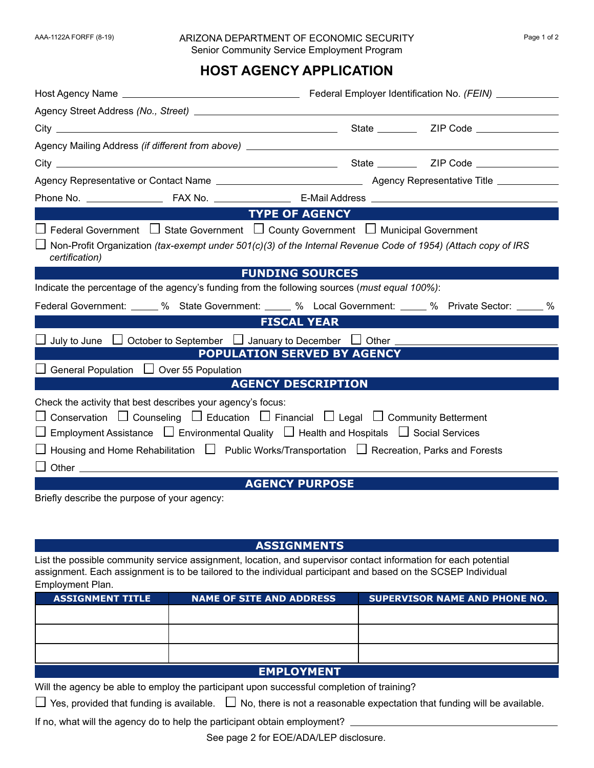AAA-1122A FORFF (8-19)

ARIZONA DEPARTMENT OF ECONOMIC SECURITY
Senior Community Service Employment Program

# HOST AGENCY APPLICATION

Host Agency Name ______________________ Federal Employer Identification No. *(FEIN)* __________

Agency Street Address *(No., Street)* ______________________

City ______________________ State ________ ZIP Code __________

Agency Mailing Address *(if different from above)* ______________________

City ______________________ State ________ ZIP Code __________

Agency Representative or Contact Name ______________________ Agency Representative Title __________

Phone No. __________ FAX No. __________ E-Mail Address ______________________

## TYPE OF AGENCY

☐ Federal Government ☐ State Government ☐ County Government ☐ Municipal Government

☐ Non-Profit Organization *(tax-exempt under 501(c)(3) of the Internal Revenue Code of 1954) (Attach copy of IRS certification)*

## FUNDING SOURCES

Indicate the percentage of the agency's funding from the following sources (*must equal 100%)*:

Federal Government: _____ % State Government: _____ % Local Government: _____ % Private Sector: _____ %

## FISCAL YEAR

☐ July to June ☐ October to September ☐ January to December ☐ Other ______________________

## POPULATION SERVED BY AGENCY

☐ General Population ☐ Over 55 Population

## AGENCY DESCRIPTION

Check the activity that best describes your agency's focus:

☐ Conservation ☐ Counseling ☐ Education ☐ Financial ☐ Legal ☐ Community Betterment

☐ Employment Assistance ☐ Environmental Quality ☐ Health and Hospitals ☐ Social Services

☐ Housing and Home Rehabilitation ☐ Public Works/Transportation ☐ Recreation, Parks and Forests

☐ Other ______________________

## AGENCY PURPOSE

Briefly describe the purpose of your agency:

## ASSIGNMENTS

List the possible community service assignment, location, and supervisor contact information for each potential assignment. Each assignment is to be tailored to the individual participant and based on the SCSEP Individual Employment Plan.

| ASSIGNMENT TITLE | NAME OF SITE AND ADDRESS | SUPERVISOR NAME AND PHONE NO. |
|---|---|---|
| | | |
| | | |
| | | |

## EMPLOYMENT

Will the agency be able to employ the participant upon successful completion of training?

☐ Yes, provided that funding is available. ☐ No, there is not a reasonable expectation that funding will be available.

If no, what will the agency do to help the participant obtain employment? ______________________

See page 2 for EOE/ADA/LEP disclosure.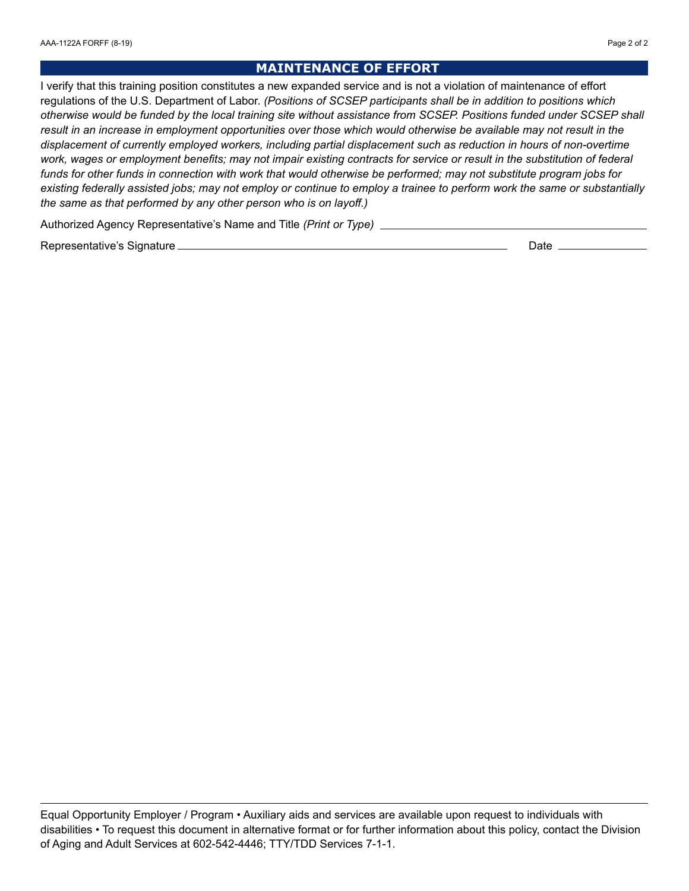## MAINTENANCE OF EFFORT

I verify that this training position constitutes a new expanded service and is not a violation of maintenance of effort regulations of the U.S. Department of Labor. *(Positions of SCSEP participants shall be in addition to positions which otherwise would be funded by the local training site without assistance from SCSEP. Positions funded under SCSEP shall result in an increase in employment opportunities over those which would otherwise be available may not result in the displacement of currently employed workers, including partial displacement such as reduction in hours of non-overtime work, wages or employment benefits; may not impair existing contracts for service or result in the substitution of federal funds for other funds in connection with work that would otherwise be performed; may not substitute program jobs for existing federally assisted jobs; may not employ or continue to employ a trainee to perform work the same or substantially the same as that performed by any other person who is on layoff.)*

Authorized Agency Representative's Name and Title *(Print or Type)* ______________________________

Representative's Signature ______________________________ Date ______________

Equal Opportunity Employer / Program • Auxiliary aids and services are available upon request to individuals with disabilities • To request this document in alternative format or for further information about this policy, contact the Division of Aging and Adult Services at 602-542-4446; TTY/TDD Services 7-1-1.